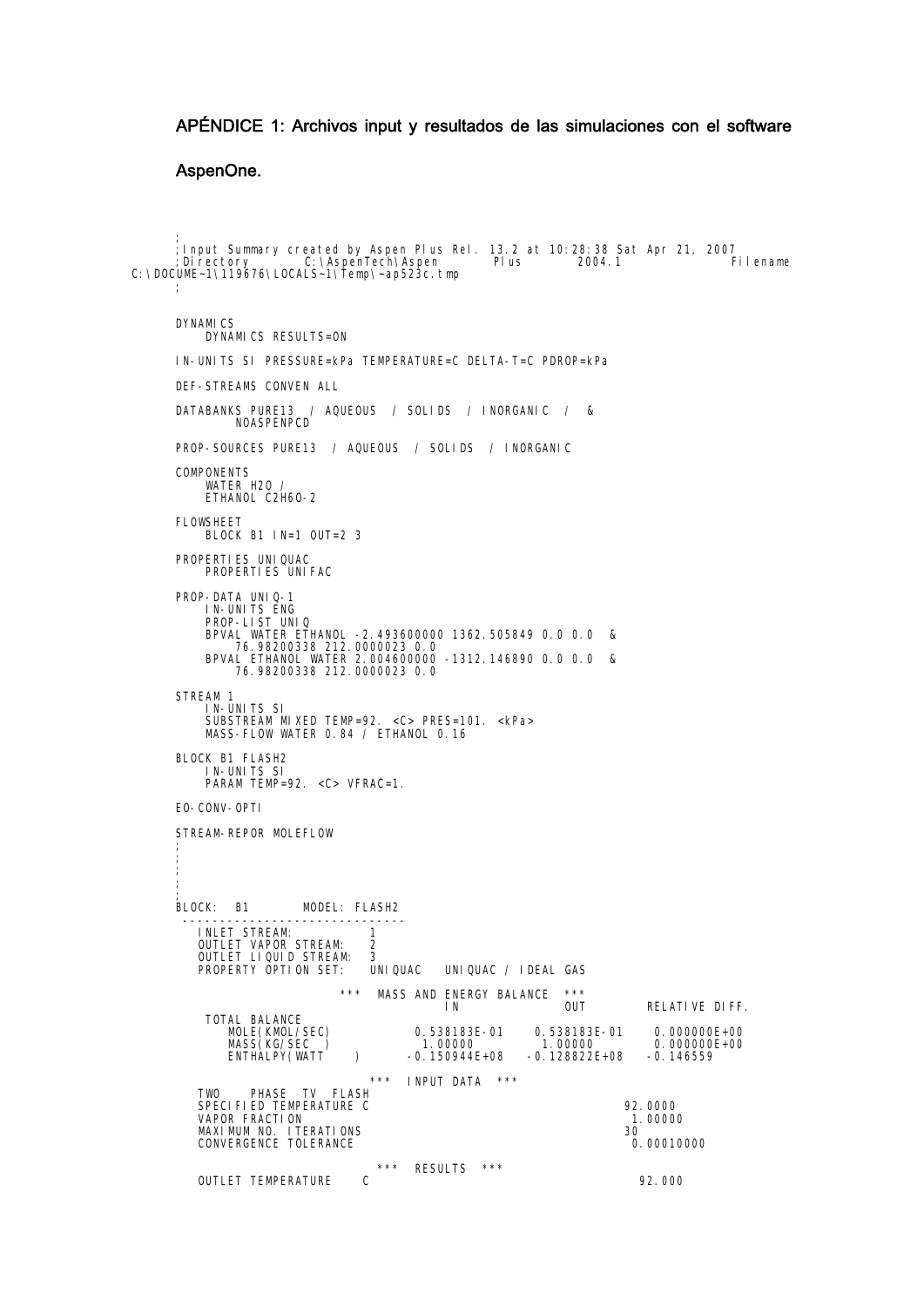## APÉNDICE 1: Archivos input y resultados de las simulaciones con el software AspenOne.

```
;
;Input Summary created by Aspen Plus Rel. 13.2 at 10:28:38 Sat Apr 21, 2007
;Directory     C:\AspenTech\Aspen     Plus     2004.1          Filename
C:\DOCUME~1\119676\LOCALS~1\Temp\~ap523c.tmp
;

DYNAMICS
    DYNAMICS RESULTS=ON

IN-UNITS SI PRESSURE=kPa TEMPERATURE=C DELTA-T=C PDROP=kPa

DEF-STREAMS CONVEN ALL

DATABANKS PURE13  / AQUEOUS  / SOLIDS  / INORGANIC  /  &
        NOASPENPCD

PROP-SOURCES PURE13  / AQUEOUS  / SOLIDS  / INORGANIC

COMPONENTS
    WATER H2O /
    ETHANOL C2H6O-2

FLOWSHEET
    BLOCK B1 IN=1 OUT=2 3

PROPERTIES UNIQUAC
    PROPERTIES UNIFAC

PROP-DATA UNIQ-1
    IN-UNITS ENG
    PROP-LIST UNIQ
    BPVAL WATER ETHANOL -2.493600000 1362.505849 0.0 0.0  &
        76.98200338 212.0000023 0.0
    BPVAL ETHANOL WATER 2.004600000 -1312.146890 0.0 0.0  &
        76.98200338 212.0000023 0.0

STREAM 1
    IN-UNITS SI
    SUBSTREAM MIXED TEMP=92. <C> PRES=101. <kPa>
    MASS-FLOW WATER 0.84 / ETHANOL 0.16

BLOCK B1 FLASH2
    IN-UNITS SI
    PARAM TEMP=92. <C> VFRAC=1.

EO-CONV-OPTI

STREAM-REPOR MOLEFLOW
;
;
;
;
;
BLOCK:  B1       MODEL: FLASH2
 -----------------------------
   INLET STREAM:          1
   OUTLET VAPOR STREAM:   2
   OUTLET LIQUID STREAM:  3
   PROPERTY OPTION SET:   UNIQUAC   UNIQUAC / IDEAL GAS

                    ***  MASS AND ENERGY BALANCE  ***
                                  IN              OUT         RELATIVE DIFF.
    TOTAL BALANCE
       MOLE(KMOL/SEC)          0.538183E-01    0.538183E-01    0.000000E+00
       MASS(KG/SEC  )          1.00000         1.00000         0.000000E+00
       ENTHALPY(WATT    )     -0.150944E+08   -0.128822E+08   -0.146559

                          ***  INPUT DATA  ***
   TWO    PHASE  TV  FLASH
   SPECIFIED TEMPERATURE C                                   92.0000
   VAPOR FRACTION                                             1.00000
   MAXIMUM NO. ITERATIONS                                    30
   CONVERGENCE TOLERANCE                                      0.00010000

                           ***  RESULTS  ***
   OUTLET TEMPERATURE    C                                    92.000
```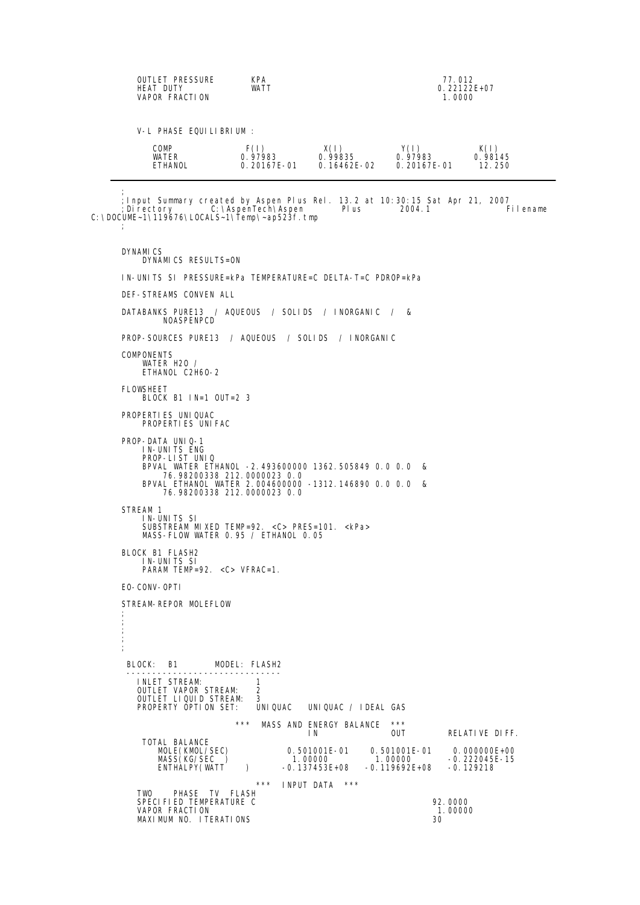```
OUTLET PRESSURE        KPA                                        77.012
HEAT DUTY              WATT                                       0.22122E+07
VAPOR FRACTION                                                    1.0000


V-L PHASE EQUILIBRIUM :

   COMP            F(I)           X(I)           Y(I)           K(I)
   WATER           0.97983        0.99835        0.97983        0.98145
   ETHANOL         0.20167E-01    0.16462E-02    0.20167E-01    12.250
```

---

```
;
;Input Summary created by Aspen Plus Rel. 13.2 at 10:30:15 Sat Apr 21, 2007
;Directory   C:\AspenTech\Aspen    Plus     2004.1          Filename
C:\DOCUME~1\119676\LOCALS~1\Temp\~ap523f.tmp
;


DYNAMICS
    DYNAMICS RESULTS=ON

IN-UNITS SI PRESSURE=kPa TEMPERATURE=C DELTA-T=C PDROP=kPa

DEF-STREAMS CONVEN ALL

DATABANKS PURE13  / AQUEOUS  / SOLIDS  / INORGANIC  /  &
        NOASPENPCD

PROP-SOURCES PURE13  / AQUEOUS  / SOLIDS  / INORGANIC

COMPONENTS
    WATER H2O /
    ETHANOL C2H6O-2

FLOWSHEET
    BLOCK B1 IN=1 OUT=2 3

PROPERTIES UNIQUAC
    PROPERTIES UNIFAC

PROP-DATA UNIQ-1
    IN-UNITS ENG
    PROP-LIST UNIQ
    BPVAL WATER ETHANOL -2.493600000 1362.505849 0.0 0.0  &
        76.98200338 212.0000023 0.0
    BPVAL ETHANOL WATER 2.004600000 -1312.146890 0.0 0.0  &
        76.98200338 212.0000023 0.0

STREAM 1
    IN-UNITS SI
    SUBSTREAM MIXED TEMP=92. <C> PRES=101. <kPa>
    MASS-FLOW WATER 0.95 / ETHANOL 0.05

BLOCK B1 FLASH2
    IN-UNITS SI
    PARAM TEMP=92. <C> VFRAC=1.

EO-CONV-OPTI

STREAM-REPOR MOLEFLOW
;
;
;
;
;
;

 BLOCK:  B1        MODEL: FLASH2
 ------------------------------
   INLET STREAM:            1
   OUTLET VAPOR STREAM:     2
   OUTLET LIQUID STREAM:    3
   PROPERTY OPTION SET:     UNIQUAC   UNIQUAC / IDEAL GAS

                     ***  MASS AND ENERGY BALANCE  ***
                                   IN              OUT         RELATIVE DIFF.
    TOTAL BALANCE
       MOLE(KMOL/SEC)          0.501001E-01    0.501001E-01    0.000000E+00
       MASS(KG/SEC  )          1.00000         1.00000        -0.222045E-15
       ENTHALPY(WATT    )     -0.137453E+08   -0.119692E+08   -0.129218

                          ***  INPUT DATA  ***
   TWO    PHASE  TV  FLASH
   SPECIFIED TEMPERATURE C                                 92.0000
   VAPOR FRACTION                                           1.00000
   MAXIMUM NO. ITERATIONS                                  30
```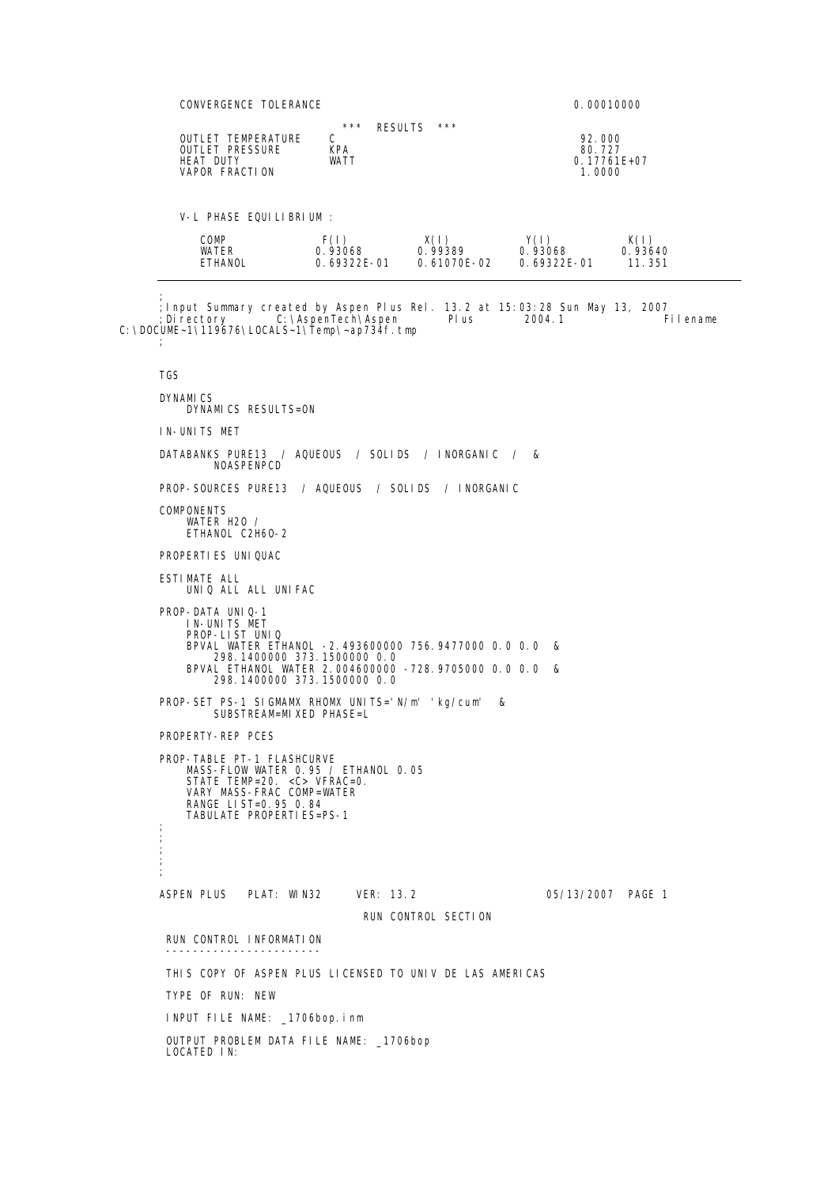```
CONVERGENCE TOLERANCE                                        0.00010000

                              ***  RESULTS  ***
OUTLET TEMPERATURE    C                                      92.000
OUTLET PRESSURE       KPA                                    80.727
HEAT DUTY             WATT                                   0.17761E+07
VAPOR FRACTION                                               1.0000


V-L PHASE EQUILIBRIUM :

  COMP            F(I)          X(I)          Y(I)          K(I)
  WATER           0.93068       0.99389       0.93068       0.93640
  ETHANOL         0.69322E-01   0.61070E-02   0.69322E-01   11.351
```

```
;
;Input Summary created by Aspen Plus Rel. 13.2 at 15:03:28 Sun May 13, 2007
;Directory      C:\AspenTech\Aspen       Plus        2004.1               Filename
C:\DOCUME~1\119676\LOCALS~1\Temp\~ap734f.tmp
;

TGS

DYNAMICS
    DYNAMICS RESULTS=ON

IN-UNITS MET

DATABANKS PURE13  / AQUEOUS  / SOLIDS  / INORGANIC  /  &
        NOASPENPCD

PROP-SOURCES PURE13  / AQUEOUS  / SOLIDS  / INORGANIC

COMPONENTS
    WATER H2O /
    ETHANOL C2H6O-2

PROPERTIES UNIQUAC

ESTIMATE ALL
    UNIQ ALL ALL UNIFAC

PROP-DATA UNIQ-1
    IN-UNITS MET
    PROP-LIST UNIQ
    BPVAL WATER ETHANOL -2.493600000 756.9477000 0.0 0.0  &
        298.1400000 373.1500000 0.0
    BPVAL ETHANOL WATER 2.004600000 -728.9705000 0.0 0.0  &
        298.1400000 373.1500000 0.0

PROP-SET PS-1 SIGMAMX RHOMX UNITS='N/m' 'kg/cum'  &
        SUBSTREAM=MIXED PHASE=L

PROPERTY-REP PCES

PROP-TABLE PT-1 FLASHCURVE
    MASS-FLOW WATER 0.95 / ETHANOL 0.05
    STATE TEMP=20. <C> VFRAC=0.
    VARY MASS-FRAC COMP=WATER
    RANGE LIST=0.95 0.84
    TABULATE PROPERTIES=PS-1
;
;
;
;
;
```

```
ASPEN PLUS   PLAT: WIN32     VER: 13.2                    05/13/2007  PAGE 1

                              RUN CONTROL SECTION

 RUN CONTROL INFORMATION
 -----------------------

 THIS COPY OF ASPEN PLUS LICENSED TO UNIV DE LAS AMERICAS

 TYPE OF RUN: NEW

 INPUT FILE NAME: _1706bop.inm

 OUTPUT PROBLEM DATA FILE NAME: _1706bop
 LOCATED IN:
```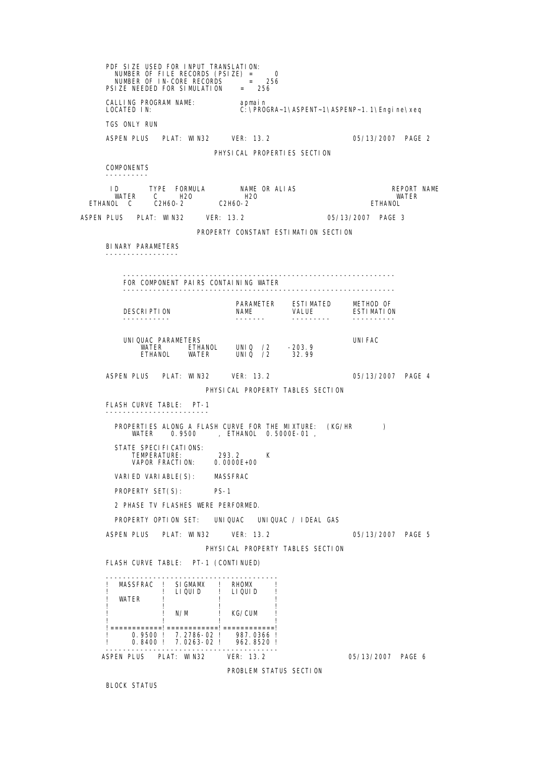PDF SIZE USED FOR INPUT TRANSLATION:
NUMBER OF FILE RECORDS (PSIZE) = 0
NUMBER OF IN-CORE RECORDS = 256
PSIZE NEEDED FOR SIMULATION = 256

CALLING PROGRAM NAME: apmain
LOCATED IN: C:\PROGRA~1\ASPENT~1\ASPENP~1.1\Engine\xeq

TGS ONLY RUN

ASPEN PLUS PLAT: WIN32 VER: 13.2 05/13/2007 PAGE 2

## PHYSICAL PROPERTIES SECTION

### COMPONENTS

| ID | TYPE | FORMULA | NAME OR ALIAS | REPORT NAME |
|---|---|---|---|---|
| WATER | C | H2O | H2O | WATER |
| ETHANOL | C | C2H6O-2 | C2H6O-2 | ETHANOL |

ASPEN PLUS PLAT: WIN32 VER: 13.2 05/13/2007 PAGE 3

## PROPERTY CONSTANT ESTIMATION SECTION

### BINARY PARAMETERS

FOR COMPONENT PAIRS CONTAINING WATER

| DESCRIPTION | | PARAMETER NAME | ESTIMATED VALUE | METHOD OF ESTIMATION |
|---|---|---|---|---|
| UNIQUAC PARAMETERS | | | | UNIFAC |
| WATER | ETHANOL | UNIQ /2 | -203.9 | |
| ETHANOL | WATER | UNIQ /2 | 32.99 | |

ASPEN PLUS PLAT: WIN32 VER: 13.2 05/13/2007 PAGE 4

## PHYSICAL PROPERTY TABLES SECTION

### FLASH CURVE TABLE: PT-1

PROPERTIES ALONG A FLASH CURVE FOR THE MIXTURE: (KG/HR )
WATER 0.9500 , ETHANOL 0.5000E-01 ,

STATE SPECIFICATIONS:
TEMPERATURE: 293.2 K
VAPOR FRACTION: 0.0000E+00

VARIED VARIABLE(S): MASSFRAC

PROPERTY SET(S): PS-1

2 PHASE TV FLASHES WERE PERFORMED.

PROPERTY OPTION SET: UNIQUAC UNIQUAC / IDEAL GAS

ASPEN PLUS PLAT: WIN32 VER: 13.2 05/13/2007 PAGE 5

## PHYSICAL PROPERTY TABLES SECTION

### FLASH CURVE TABLE: PT-1 (CONTINUED)

| MASSFRAC WATER | SIGMAMX LIQUID N/M | RHOMX LIQUID KG/CUM |
|---|---|---|
| 0.9500 | 7.2786-02 | 987.0366 |
| 0.8400 | 7.0263-02 | 962.8520 |

ASPEN PLUS PLAT: WIN32 VER: 13.2 05/13/2007 PAGE 6

## PROBLEM STATUS SECTION

BLOCK STATUS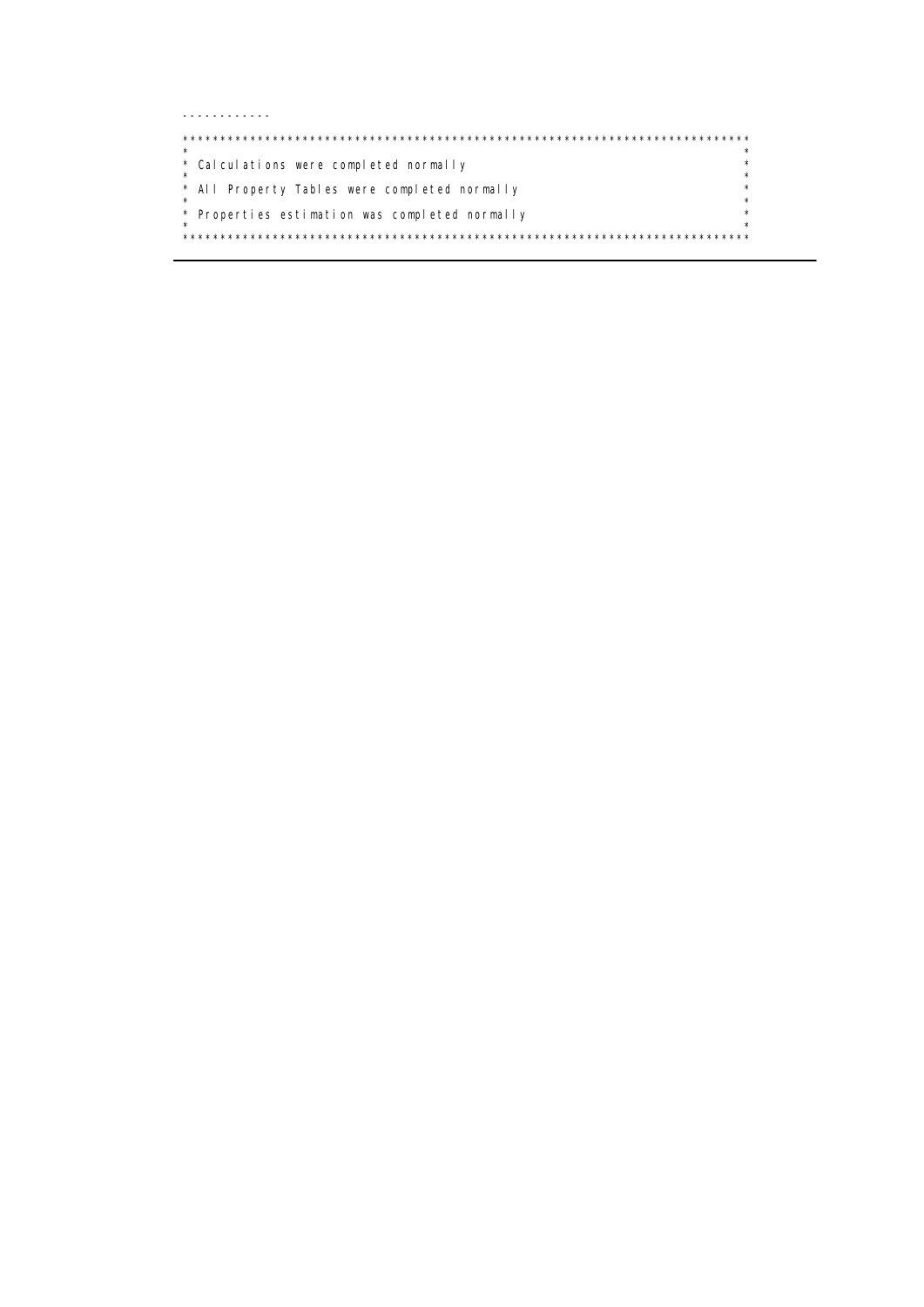```
-----------

********************************************************************************
*                                                                              *
* Calculations were completed normally                                         *
*                                                                              *
* All Property Tables were completed normally                                  *
*                                                                              *
* Properties estimation was completed normally                                 *
*                                                                              *
********************************************************************************
```